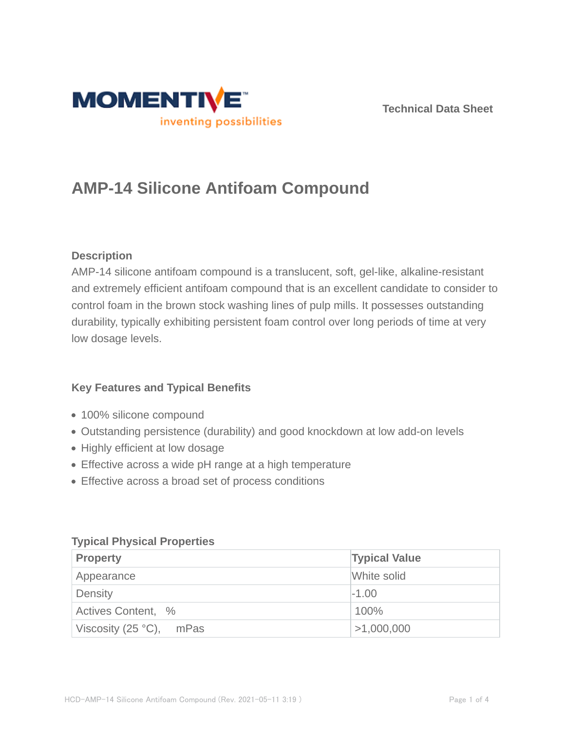MOMENTIVE™
inventing possibilities

Technical Data Sheet

# AMP-14 Silicone Antifoam Compound

### Description

AMP-14 silicone antifoam compound is a translucent, soft, gel-like, alkaline-resistant and extremely efficient antifoam compound that is an excellent candidate to consider to control foam in the brown stock washing lines of pulp mills. It possesses outstanding durability, typically exhibiting persistent foam control over long periods of time at very low dosage levels.

### Key Features and Typical Benefits

- 100% silicone compound
- Outstanding persistence (durability) and good knockdown at low add-on levels
- Highly efficient at low dosage
- Effective across a wide pH range at a high temperature
- Effective across a broad set of process conditions

### Typical Physical Properties

| Property | Typical Value |
| --- | --- |
| Appearance | White solid |
| Density | -1.00 |
| Actives Content, % | 100% |
| Viscosity (25 °C), mPas | >1,000,000 |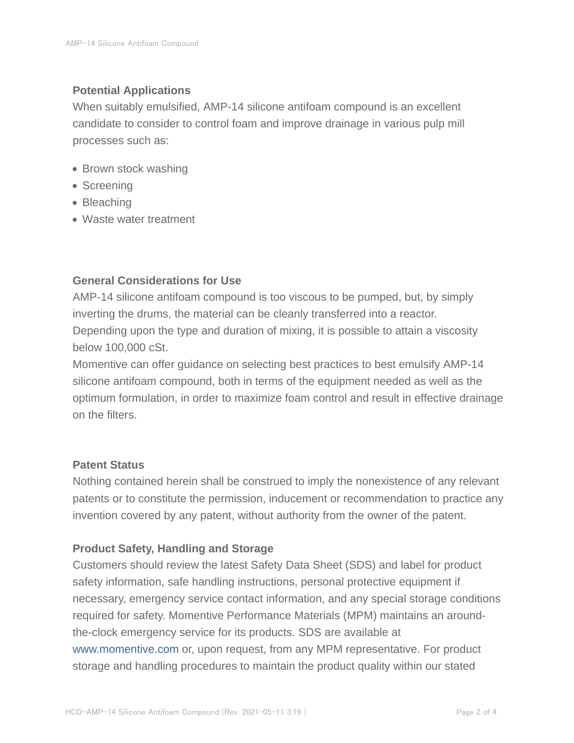### Potential Applications

When suitably emulsified, AMP-14 silicone antifoam compound is an excellent candidate to consider to control foam and improve drainage in various pulp mill processes such as:

- Brown stock washing
- Screening
- Bleaching
- Waste water treatment

### General Considerations for Use

AMP-14 silicone antifoam compound is too viscous to be pumped, but, by simply inverting the drums, the material can be cleanly transferred into a reactor. Depending upon the type and duration of mixing, it is possible to attain a viscosity below 100,000 cSt.

Momentive can offer guidance on selecting best practices to best emulsify AMP-14 silicone antifoam compound, both in terms of the equipment needed as well as the optimum formulation, in order to maximize foam control and result in effective drainage on the filters.

### Patent Status

Nothing contained herein shall be construed to imply the nonexistence of any relevant patents or to constitute the permission, inducement or recommendation to practice any invention covered by any patent, without authority from the owner of the patent.

### Product Safety, Handling and Storage

Customers should review the latest Safety Data Sheet (SDS) and label for product safety information, safe handling instructions, personal protective equipment if necessary, emergency service contact information, and any special storage conditions required for safety. Momentive Performance Materials (MPM) maintains an around-the-clock emergency service for its products. SDS are available at www.momentive.com or, upon request, from any MPM representative. For product storage and handling procedures to maintain the product quality within our stated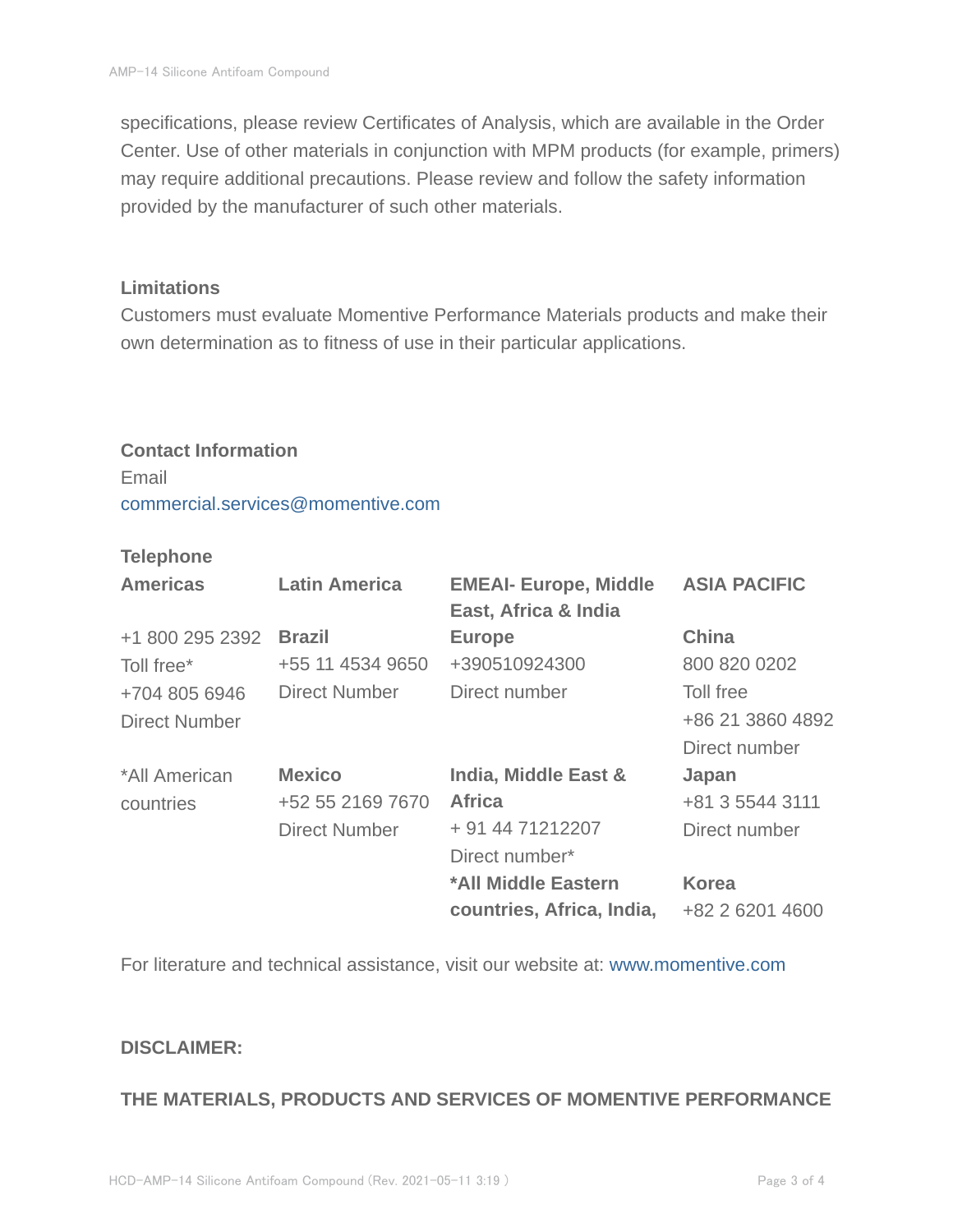specifications, please review Certificates of Analysis, which are available in the Order Center. Use of other materials in conjunction with MPM products (for example, primers) may require additional precautions. Please review and follow the safety information provided by the manufacturer of such other materials.

### Limitations

Customers must evaluate Momentive Performance Materials products and make their own determination as to fitness of use in their particular applications.

### Contact Information

Email
commercial.services@momentive.com

**Telephone**

| **Americas** | **Latin America** | **EMEAI- Europe, Middle East, Africa & India** | **ASIA PACIFIC** |
|---|---|---|---|
| +1 800 295 2392<br>Toll free*<br>+704 805 6946<br>Direct Number | **Brazil**<br>+55 11 4534 9650<br>Direct Number | **Europe**<br>+390510924300<br>Direct number | **China**<br>800 820 0202<br>Toll free<br>+86 21 3860 4892<br>Direct number |
| *All American countries | **Mexico**<br>+52 55 2169 7670<br>Direct Number | **India, Middle East & Africa**<br>+ 91 44 71212207<br>Direct number* | **Japan**<br>+81 3 5544 3111<br>Direct number |
| | | ***All Middle Eastern countries, Africa, India,** | **Korea**<br>+82 2 6201 4600 |

For literature and technical assistance, visit our website at: www.momentive.com

### DISCLAIMER:

**THE MATERIALS, PRODUCTS AND SERVICES OF MOMENTIVE PERFORMANCE**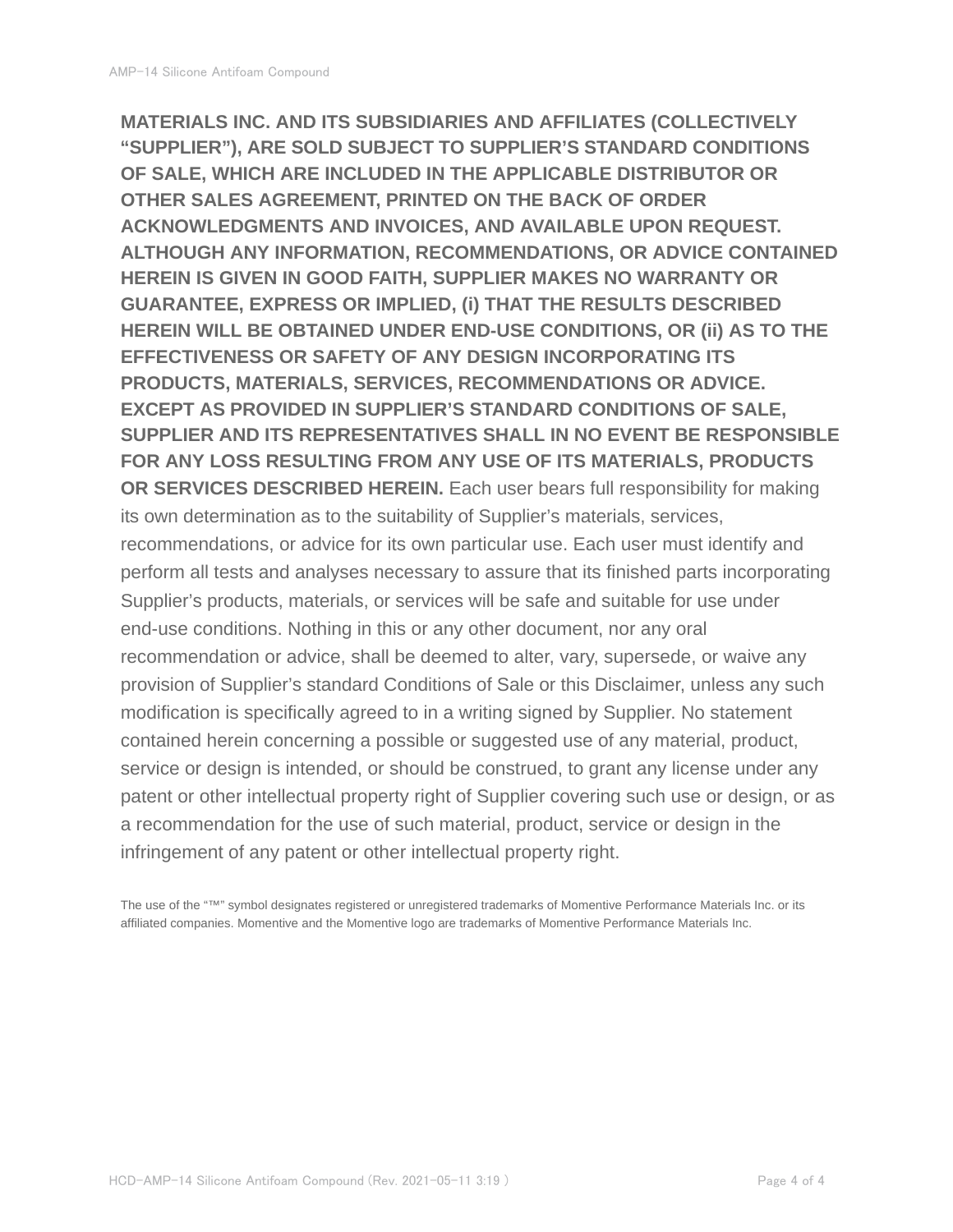**MATERIALS INC. AND ITS SUBSIDIARIES AND AFFILIATES (COLLECTIVELY "SUPPLIER"), ARE SOLD SUBJECT TO SUPPLIER'S STANDARD CONDITIONS OF SALE, WHICH ARE INCLUDED IN THE APPLICABLE DISTRIBUTOR OR OTHER SALES AGREEMENT, PRINTED ON THE BACK OF ORDER ACKNOWLEDGMENTS AND INVOICES, AND AVAILABLE UPON REQUEST. ALTHOUGH ANY INFORMATION, RECOMMENDATIONS, OR ADVICE CONTAINED HEREIN IS GIVEN IN GOOD FAITH, SUPPLIER MAKES NO WARRANTY OR GUARANTEE, EXPRESS OR IMPLIED, (i) THAT THE RESULTS DESCRIBED HEREIN WILL BE OBTAINED UNDER END-USE CONDITIONS, OR (ii) AS TO THE EFFECTIVENESS OR SAFETY OF ANY DESIGN INCORPORATING ITS PRODUCTS, MATERIALS, SERVICES, RECOMMENDATIONS OR ADVICE. EXCEPT AS PROVIDED IN SUPPLIER'S STANDARD CONDITIONS OF SALE, SUPPLIER AND ITS REPRESENTATIVES SHALL IN NO EVENT BE RESPONSIBLE FOR ANY LOSS RESULTING FROM ANY USE OF ITS MATERIALS, PRODUCTS OR SERVICES DESCRIBED HEREIN.** Each user bears full responsibility for making its own determination as to the suitability of Supplier's materials, services, recommendations, or advice for its own particular use. Each user must identify and perform all tests and analyses necessary to assure that its finished parts incorporating Supplier's products, materials, or services will be safe and suitable for use under end-use conditions. Nothing in this or any other document, nor any oral recommendation or advice, shall be deemed to alter, vary, supersede, or waive any provision of Supplier's standard Conditions of Sale or this Disclaimer, unless any such modification is specifically agreed to in a writing signed by Supplier. No statement contained herein concerning a possible or suggested use of any material, product, service or design is intended, or should be construed, to grant any license under any patent or other intellectual property right of Supplier covering such use or design, or as a recommendation for the use of such material, product, service or design in the infringement of any patent or other intellectual property right.

The use of the "™" symbol designates registered or unregistered trademarks of Momentive Performance Materials Inc. or its affiliated companies. Momentive and the Momentive logo are trademarks of Momentive Performance Materials Inc.